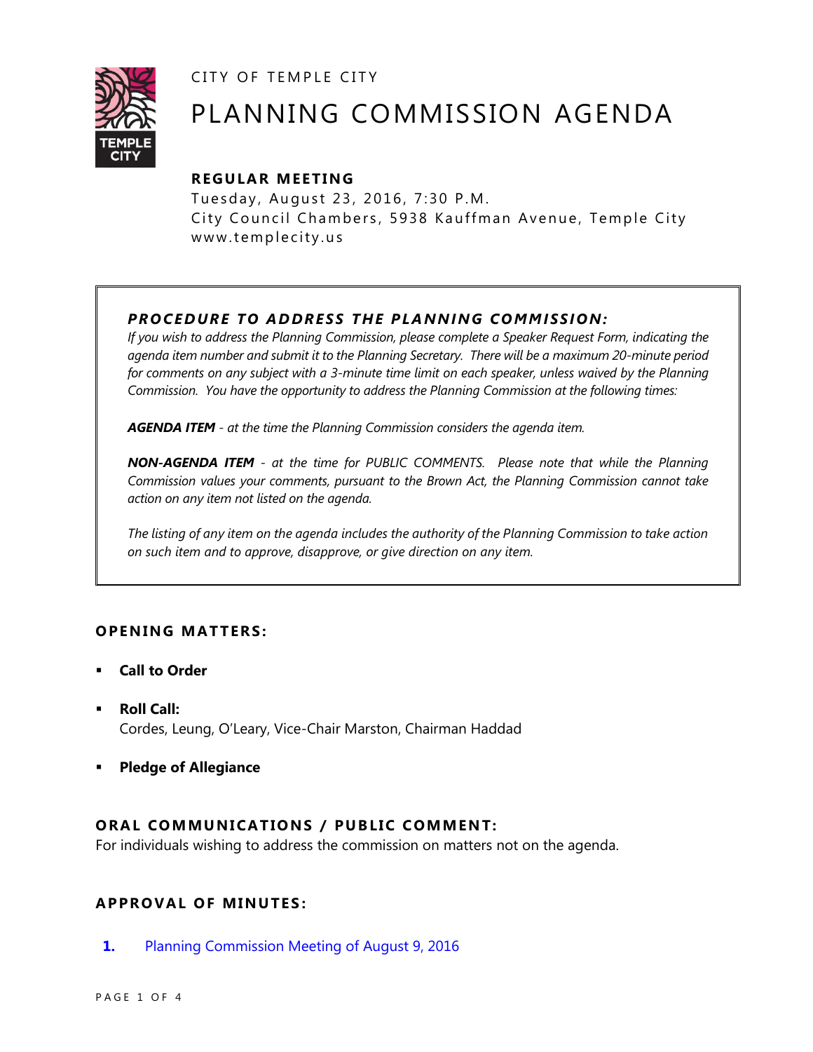CITY OF TEMPLE CITY

# PLANNING COMMISSION AGENDA

**REGULAR MEETING**

Tuesday, August 23, 2016, 7:30 P.M.
City Council Chambers, 5938 Kauffman Avenue, Temple City
www.templecity.us

***PROCEDURE TO ADDRESS THE PLANNING COMMISSION:***

*If you wish to address the Planning Commission, please complete a Speaker Request Form, indicating the agenda item number and submit it to the Planning Secretary. There will be a maximum 20-minute period for comments on any subject with a 3-minute time limit on each speaker, unless waived by the Planning Commission. You have the opportunity to address the Planning Commission at the following times:*

***AGENDA ITEM*** *- at the time the Planning Commission considers the agenda item.*

***NON-AGENDA ITEM*** *- at the time for PUBLIC COMMENTS. Please note that while the Planning Commission values your comments, pursuant to the Brown Act, the Planning Commission cannot take action on any item not listed on the agenda.*

*The listing of any item on the agenda includes the authority of the Planning Commission to take action on such item and to approve, disapprove, or give direction on any item.*

## OPENING MATTERS:

- **Call to Order**
- **Roll Call:**
  Cordes, Leung, O'Leary, Vice-Chair Marston, Chairman Haddad
- **Pledge of Allegiance**

## ORAL COMMUNICATIONS / PUBLIC COMMENT:

For individuals wishing to address the commission on matters not on the agenda.

## APPROVAL OF MINUTES:

**1.** Planning Commission Meeting of August 9, 2016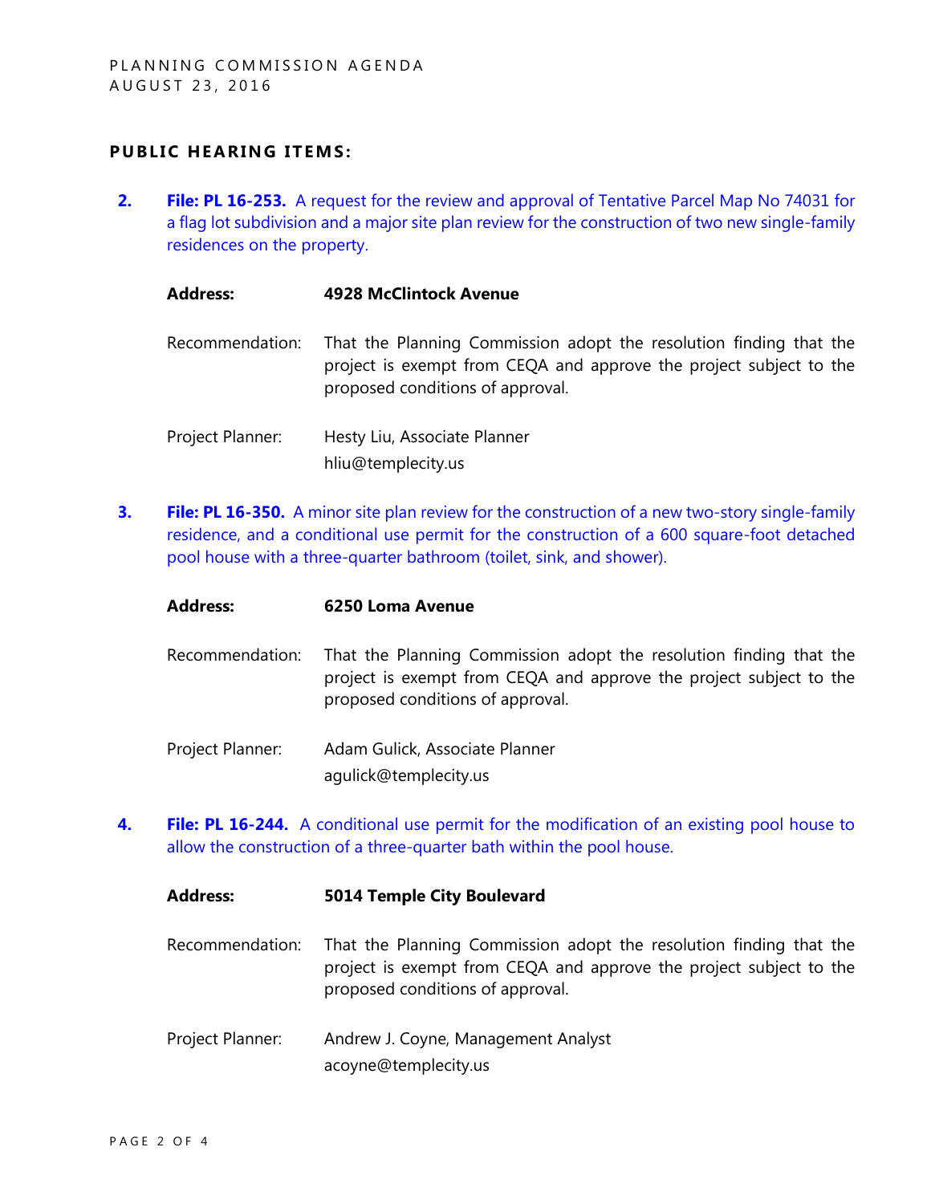**PUBLIC HEARING ITEMS:**

2. **File: PL 16-253.** A request for the review and approval of Tentative Parcel Map No 74031 for a flag lot subdivision and a major site plan review for the construction of two new single-family residences on the property.

   **Address:** **4928 McClintock Avenue**

   Recommendation: That the Planning Commission adopt the resolution finding that the project is exempt from CEQA and approve the project subject to the proposed conditions of approval.

   Project Planner: Hesty Liu, Associate Planner
   hliu@templecity.us

3. **File: PL 16-350.** A minor site plan review for the construction of a new two-story single-family residence, and a conditional use permit for the construction of a 600 square-foot detached pool house with a three-quarter bathroom (toilet, sink, and shower).

   **Address:** **6250 Loma Avenue**

   Recommendation: That the Planning Commission adopt the resolution finding that the project is exempt from CEQA and approve the project subject to the proposed conditions of approval.

   Project Planner: Adam Gulick, Associate Planner
   agulick@templecity.us

4. **File: PL 16-244.** A conditional use permit for the modification of an existing pool house to allow the construction of a three-quarter bath within the pool house.

   **Address:** **5014 Temple City Boulevard**

   Recommendation: That the Planning Commission adopt the resolution finding that the project is exempt from CEQA and approve the project subject to the proposed conditions of approval.

   Project Planner: Andrew J. Coyne, Management Analyst
   acoyne@templecity.us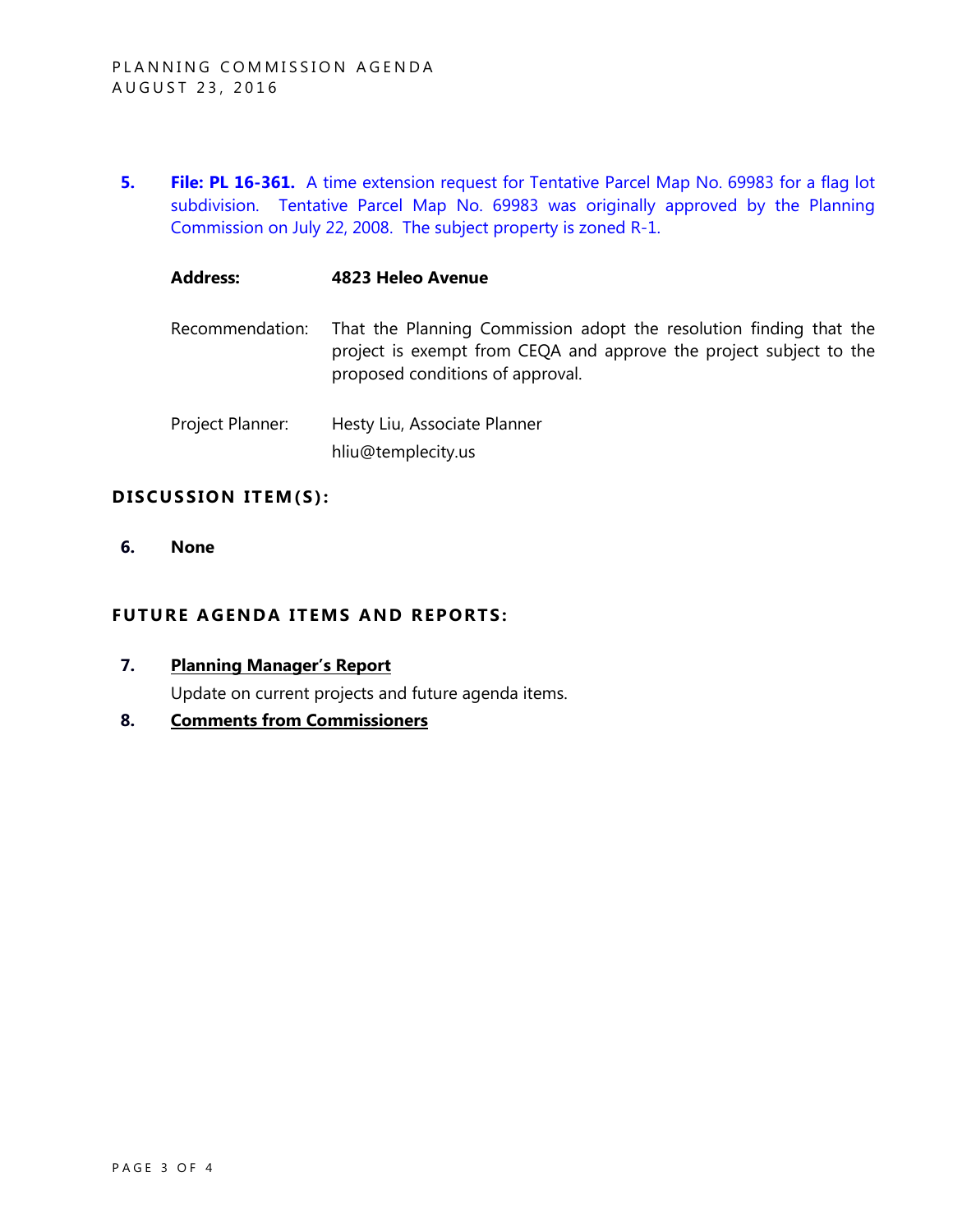**5.** **File: PL 16-361.** A time extension request for Tentative Parcel Map No. 69983 for a flag lot subdivision. Tentative Parcel Map No. 69983 was originally approved by the Planning Commission on July 22, 2008. The subject property is zoned R-1.

**Address:** **4823 Heleo Avenue**

Recommendation: That the Planning Commission adopt the resolution finding that the project is exempt from CEQA and approve the project subject to the proposed conditions of approval.

Project Planner: Hesty Liu, Associate Planner
hliu@templecity.us

## DISCUSSION ITEM(S):

**6.** **None**

## FUTURE AGENDA ITEMS AND REPORTS:

**7.** **Planning Manager's Report**

Update on current projects and future agenda items.

**8.** **Comments from Commissioners**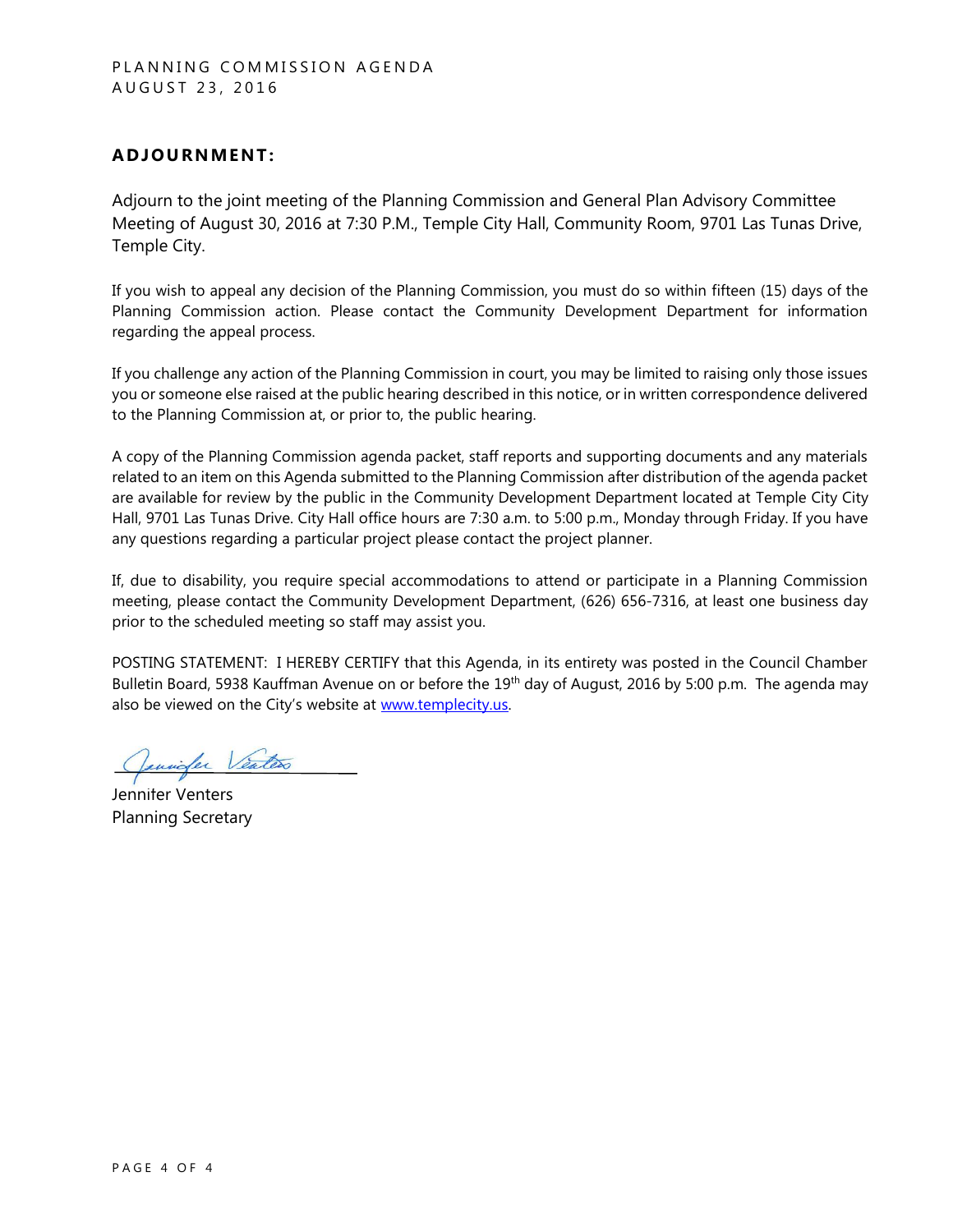## ADJOURNMENT:

Adjourn to the joint meeting of the Planning Commission and General Plan Advisory Committee Meeting of August 30, 2016 at 7:30 P.M., Temple City Hall, Community Room, 9701 Las Tunas Drive, Temple City.

If you wish to appeal any decision of the Planning Commission, you must do so within fifteen (15) days of the Planning Commission action. Please contact the Community Development Department for information regarding the appeal process.

If you challenge any action of the Planning Commission in court, you may be limited to raising only those issues you or someone else raised at the public hearing described in this notice, or in written correspondence delivered to the Planning Commission at, or prior to, the public hearing.

A copy of the Planning Commission agenda packet, staff reports and supporting documents and any materials related to an item on this Agenda submitted to the Planning Commission after distribution of the agenda packet are available for review by the public in the Community Development Department located at Temple City City Hall, 9701 Las Tunas Drive. City Hall office hours are 7:30 a.m. to 5:00 p.m., Monday through Friday. If you have any questions regarding a particular project please contact the project planner.

If, due to disability, you require special accommodations to attend or participate in a Planning Commission meeting, please contact the Community Development Department, (626) 656-7316, at least one business day prior to the scheduled meeting so staff may assist you.

POSTING STATEMENT: I HEREBY CERTIFY that this Agenda, in its entirety was posted in the Council Chamber Bulletin Board, 5938 Kauffman Avenue on or before the 19th day of August, 2016 by 5:00 p.m. The agenda may also be viewed on the City's website at www.templecity.us.

Jennifer Venters
Planning Secretary